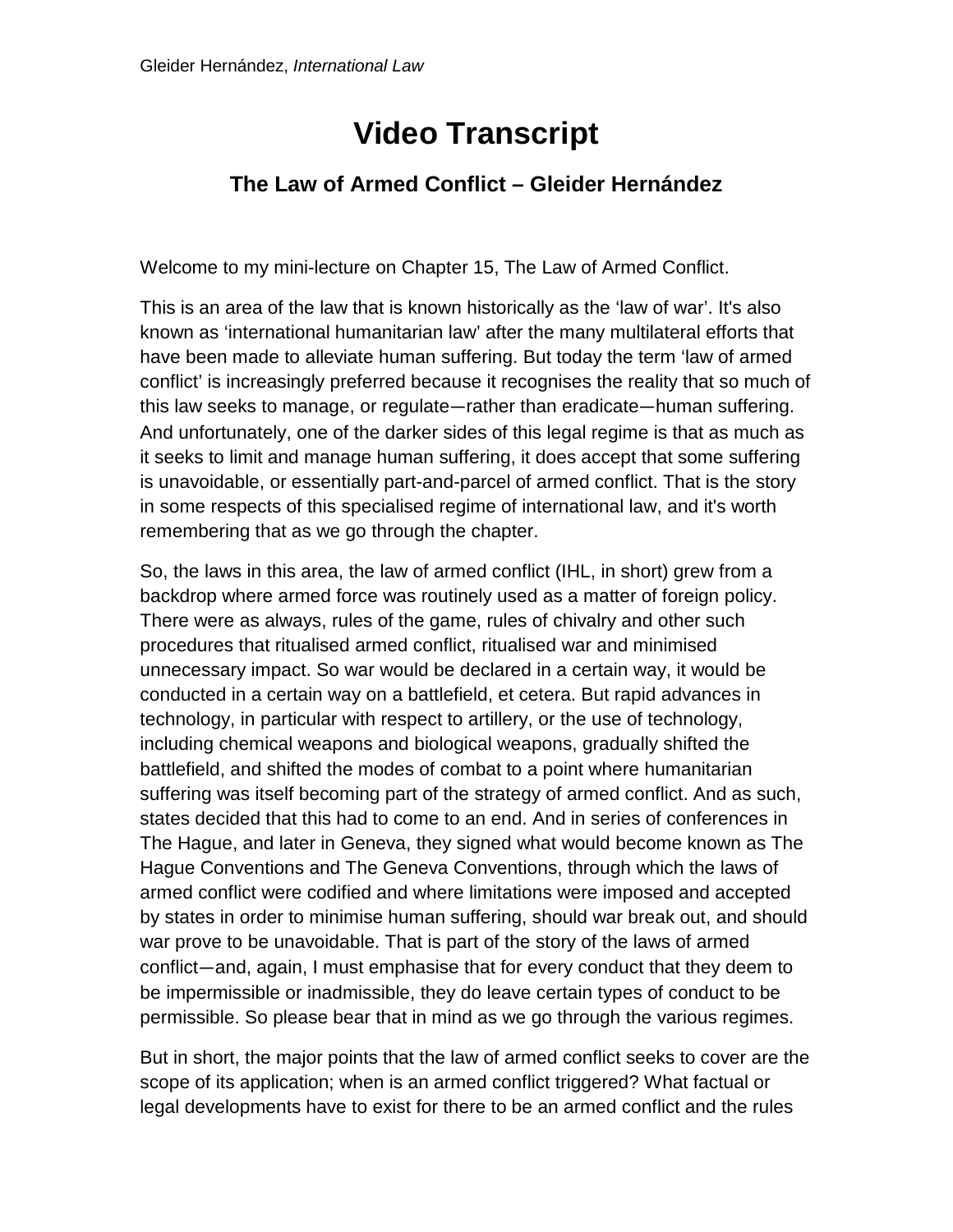# Video Transcript

## The Law of Armed Conflict – Gleider Hernández

Welcome to my mini-lecture on Chapter 15, The Law of Armed Conflict.

This is an area of the law that is known historically as the 'law of war'. It's also known as 'international humanitarian law' after the many multilateral efforts that have been made to alleviate human suffering. But today the term 'law of armed conflict' is increasingly preferred because it recognises the reality that so much of this law seeks to manage, or regulate—rather than eradicate—human suffering. And unfortunately, one of the darker sides of this legal regime is that as much as it seeks to limit and manage human suffering, it does accept that some suffering is unavoidable, or essentially part-and-parcel of armed conflict. That is the story in some respects of this specialised regime of international law, and it's worth remembering that as we go through the chapter.

So, the laws in this area, the law of armed conflict (IHL, in short) grew from a backdrop where armed force was routinely used as a matter of foreign policy. There were as always, rules of the game, rules of chivalry and other such procedures that ritualised armed conflict, ritualised war and minimised unnecessary impact. So war would be declared in a certain way, it would be conducted in a certain way on a battlefield, et cetera. But rapid advances in technology, in particular with respect to artillery, or the use of technology, including chemical weapons and biological weapons, gradually shifted the battlefield, and shifted the modes of combat to a point where humanitarian suffering was itself becoming part of the strategy of armed conflict. And as such, states decided that this had to come to an end. And in series of conferences in The Hague, and later in Geneva, they signed what would become known as The Hague Conventions and The Geneva Conventions, through which the laws of armed conflict were codified and where limitations were imposed and accepted by states in order to minimise human suffering, should war break out, and should war prove to be unavoidable. That is part of the story of the laws of armed conflict—and, again, I must emphasise that for every conduct that they deem to be impermissible or inadmissible, they do leave certain types of conduct to be permissible. So please bear that in mind as we go through the various regimes.

But in short, the major points that the law of armed conflict seeks to cover are the scope of its application; when is an armed conflict triggered? What factual or legal developments have to exist for there to be an armed conflict and the rules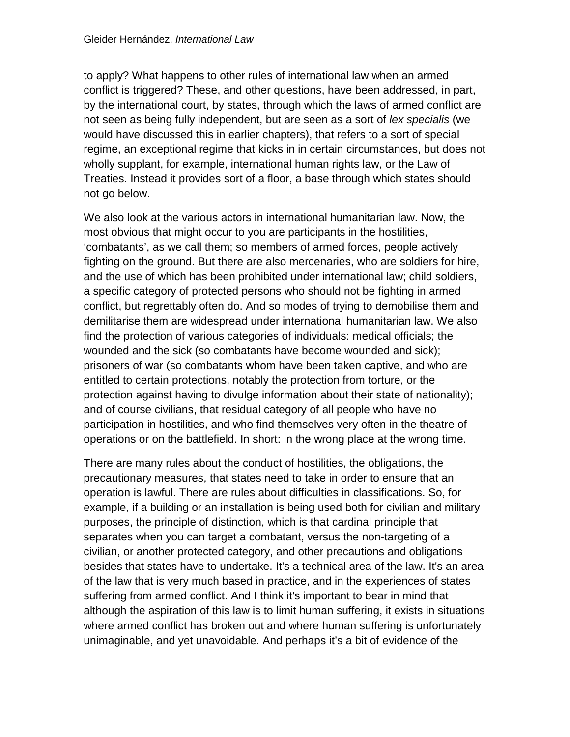to apply? What happens to other rules of international law when an armed conflict is triggered? These, and other questions, have been addressed, in part, by the international court, by states, through which the laws of armed conflict are not seen as being fully independent, but are seen as a sort of *lex specialis* (we would have discussed this in earlier chapters), that refers to a sort of special regime, an exceptional regime that kicks in in certain circumstances, but does not wholly supplant, for example, international human rights law, or the Law of Treaties. Instead it provides sort of a floor, a base through which states should not go below.

We also look at the various actors in international humanitarian law. Now, the most obvious that might occur to you are participants in the hostilities, 'combatants', as we call them; so members of armed forces, people actively fighting on the ground. But there are also mercenaries, who are soldiers for hire, and the use of which has been prohibited under international law; child soldiers, a specific category of protected persons who should not be fighting in armed conflict, but regrettably often do. And so modes of trying to demobilise them and demilitarise them are widespread under international humanitarian law. We also find the protection of various categories of individuals: medical officials; the wounded and the sick (so combatants have become wounded and sick); prisoners of war (so combatants whom have been taken captive, and who are entitled to certain protections, notably the protection from torture, or the protection against having to divulge information about their state of nationality); and of course civilians, that residual category of all people who have no participation in hostilities, and who find themselves very often in the theatre of operations or on the battlefield. In short: in the wrong place at the wrong time.

There are many rules about the conduct of hostilities, the obligations, the precautionary measures, that states need to take in order to ensure that an operation is lawful. There are rules about difficulties in classifications. So, for example, if a building or an installation is being used both for civilian and military purposes, the principle of distinction, which is that cardinal principle that separates when you can target a combatant, versus the non-targeting of a civilian, or another protected category, and other precautions and obligations besides that states have to undertake. It's a technical area of the law. It's an area of the law that is very much based in practice, and in the experiences of states suffering from armed conflict. And I think it's important to bear in mind that although the aspiration of this law is to limit human suffering, it exists in situations where armed conflict has broken out and where human suffering is unfortunately unimaginable, and yet unavoidable. And perhaps it's a bit of evidence of the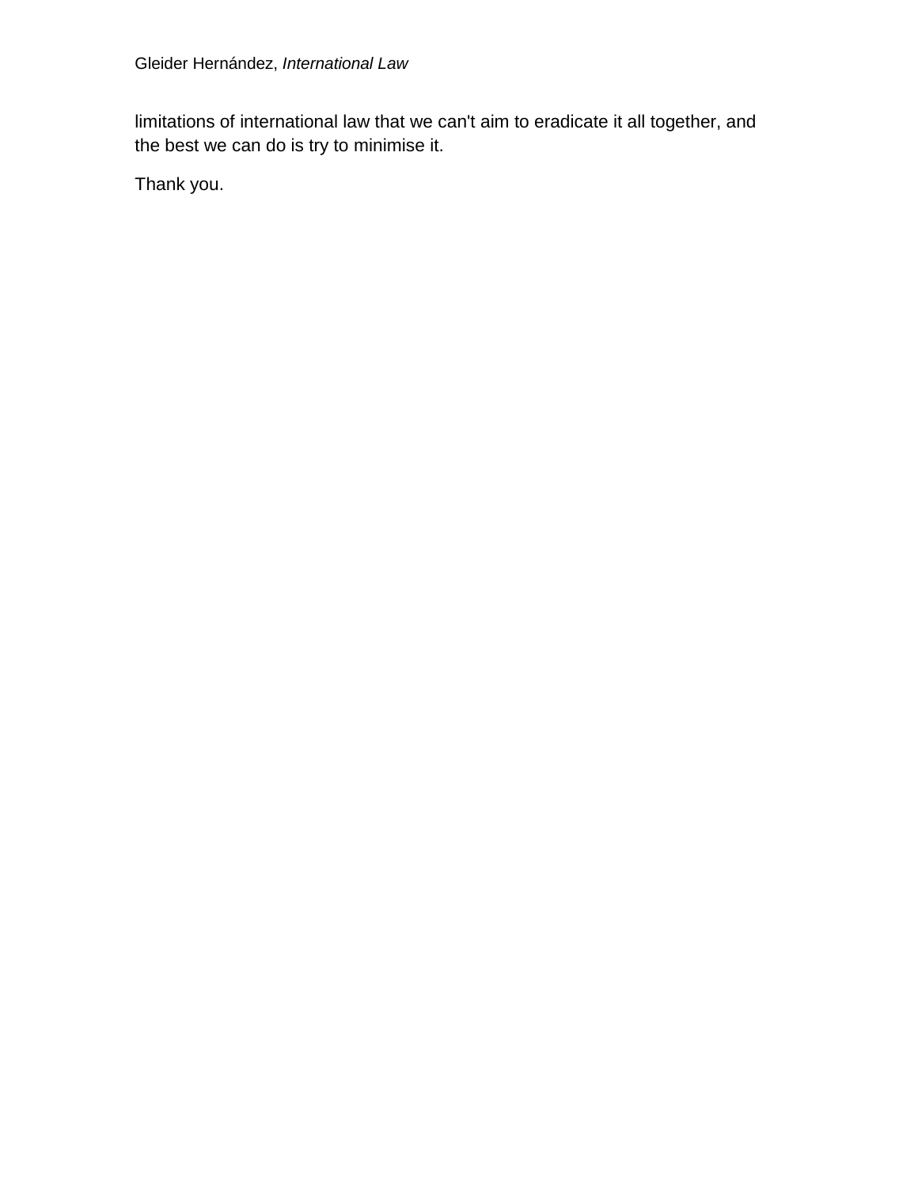limitations of international law that we can't aim to eradicate it all together, and the best we can do is try to minimise it.

Thank you.